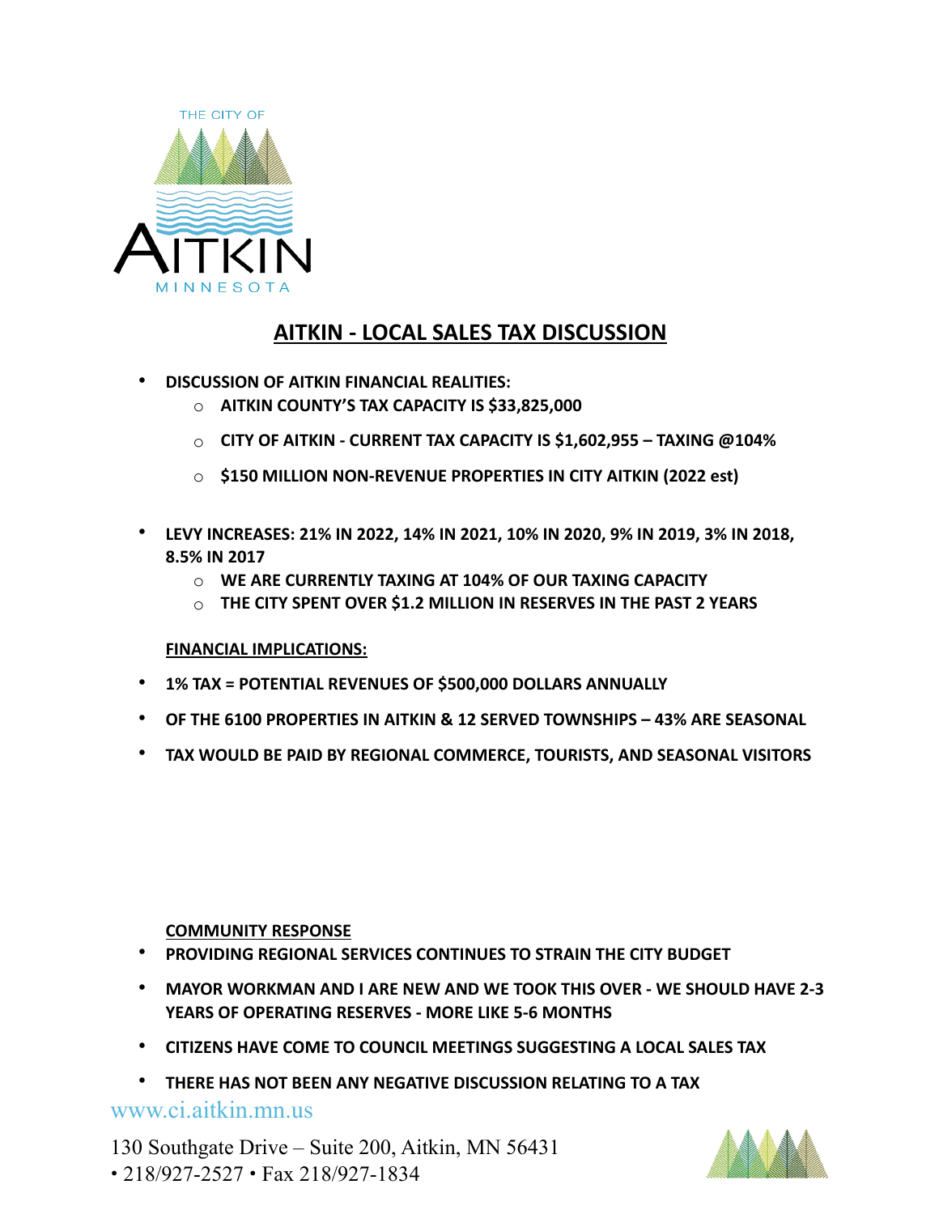THE CITY OF AITKIN MINNESOTA

# AITKIN - LOCAL SALES TAX DISCUSSION

- **DISCUSSION OF AITKIN FINANCIAL REALITIES:**
  - **AITKIN COUNTY'S TAX CAPACITY IS $33,825,000**
  - **CITY OF AITKIN - CURRENT TAX CAPACITY IS $1,602,955 – TAXING @104%**
  - **$150 MILLION NON-REVENUE PROPERTIES IN CITY AITKIN (2022 est)**

- **LEVY INCREASES: 21% IN 2022, 14% IN 2021, 10% IN 2020, 9% IN 2019, 3% IN 2018, 8.5% IN 2017**
  - **WE ARE CURRENTLY TAXING AT 104% OF OUR TAXING CAPACITY**
  - **THE CITY SPENT OVER $1.2 MILLION IN RESERVES IN THE PAST 2 YEARS**

**FINANCIAL IMPLICATIONS:**

- **1% TAX = POTENTIAL REVENUES OF $500,000 DOLLARS ANNUALLY**
- **OF THE 6100 PROPERTIES IN AITKIN & 12 SERVED TOWNSHIPS – 43% ARE SEASONAL**
- **TAX WOULD BE PAID BY REGIONAL COMMERCE, TOURISTS, AND SEASONAL VISITORS**

**COMMUNITY RESPONSE**

- **PROVIDING REGIONAL SERVICES CONTINUES TO STRAIN THE CITY BUDGET**
- **MAYOR WORKMAN AND I ARE NEW AND WE TOOK THIS OVER - WE SHOULD HAVE 2-3 YEARS OF OPERATING RESERVES - MORE LIKE 5-6 MONTHS**
- **CITIZENS HAVE COME TO COUNCIL MEETINGS SUGGESTING A LOCAL SALES TAX**
- **THERE HAS NOT BEEN ANY NEGATIVE DISCUSSION RELATING TO A TAX**

www.ci.aitkin.mn.us

130 Southgate Drive – Suite 200, Aitkin, MN 56431
• 218/927-2527 • Fax 218/927-1834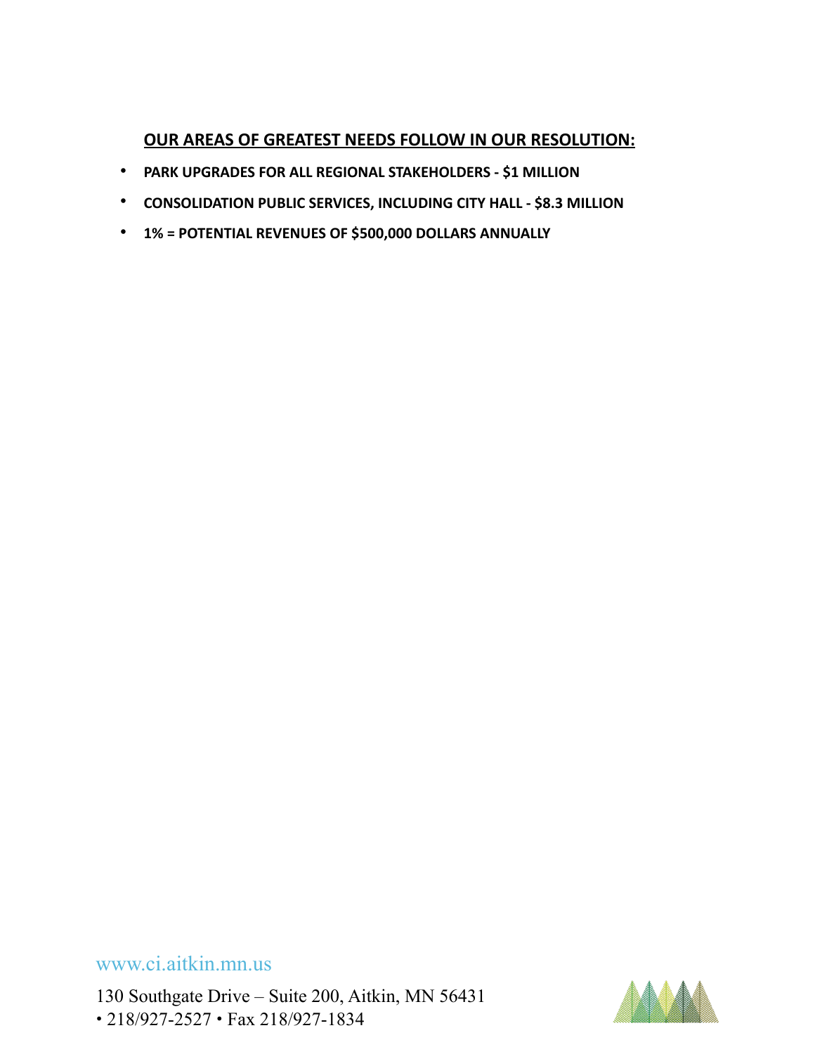**OUR AREAS OF GREATEST NEEDS FOLLOW IN OUR RESOLUTION:**

- **PARK UPGRADES FOR ALL REGIONAL STAKEHOLDERS - $1 MILLION**
- **CONSOLIDATION PUBLIC SERVICES, INCLUDING CITY HALL - $8.3 MILLION**
- **1% = POTENTIAL REVENUES OF $500,000 DOLLARS ANNUALLY**

www.ci.aitkin.mn.us

130 Southgate Drive – Suite 200, Aitkin, MN 56431
• 218/927-2527 • Fax 218/927-1834